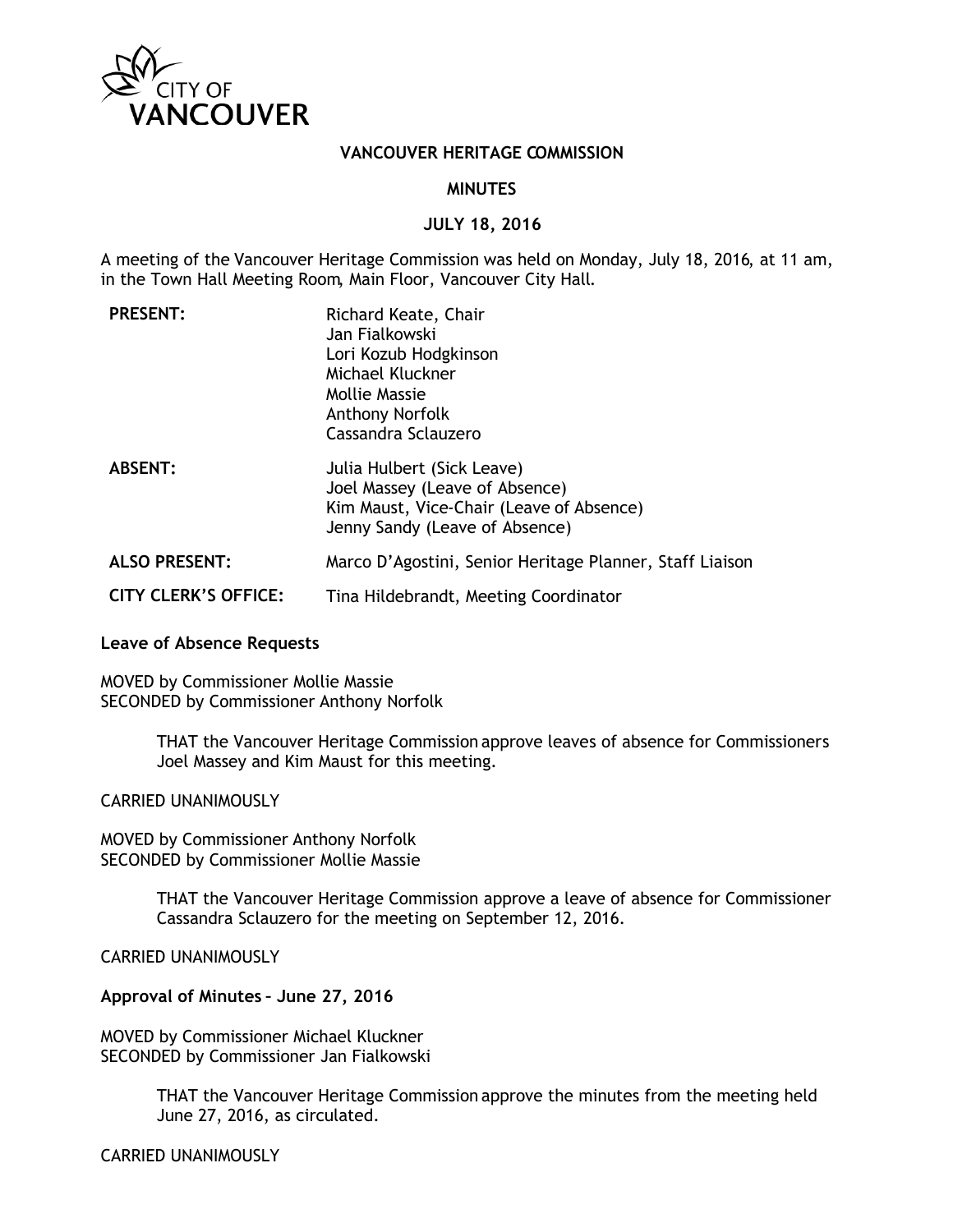CITY OF VANCOUVER

# VANCOUVER HERITAGE COMMISSION

## MINUTES

## JULY 18, 2016

A meeting of the Vancouver Heritage Commission was held on Monday, July 18, 2016, at 11 am, in the Town Hall Meeting Room, Main Floor, Vancouver City Hall.

| | |
|---|---|
| **PRESENT:** | Richard Keate, Chair<br>Jan Fialkowski<br>Lori Kozub Hodgkinson<br>Michael Kluckner<br>Mollie Massie<br>Anthony Norfolk<br>Cassandra Sclauzero |
| **ABSENT:** | Julia Hulbert (Sick Leave)<br>Joel Massey (Leave of Absence)<br>Kim Maust, Vice-Chair (Leave of Absence)<br>Jenny Sandy (Leave of Absence) |
| **ALSO PRESENT:** | Marco D'Agostini, Senior Heritage Planner, Staff Liaison |
| **CITY CLERK'S OFFICE:** | Tina Hildebrandt, Meeting Coordinator |

**Leave of Absence Requests**

MOVED by Commissioner Mollie Massie
SECONDED by Commissioner Anthony Norfolk

> THAT the Vancouver Heritage Commission approve leaves of absence for Commissioners Joel Massey and Kim Maust for this meeting.

CARRIED UNANIMOUSLY

MOVED by Commissioner Anthony Norfolk
SECONDED by Commissioner Mollie Massie

> THAT the Vancouver Heritage Commission approve a leave of absence for Commissioner Cassandra Sclauzero for the meeting on September 12, 2016.

CARRIED UNANIMOUSLY

**Approval of Minutes – June 27, 2016**

MOVED by Commissioner Michael Kluckner
SECONDED by Commissioner Jan Fialkowski

> THAT the Vancouver Heritage Commission approve the minutes from the meeting held June 27, 2016, as circulated.

CARRIED UNANIMOUSLY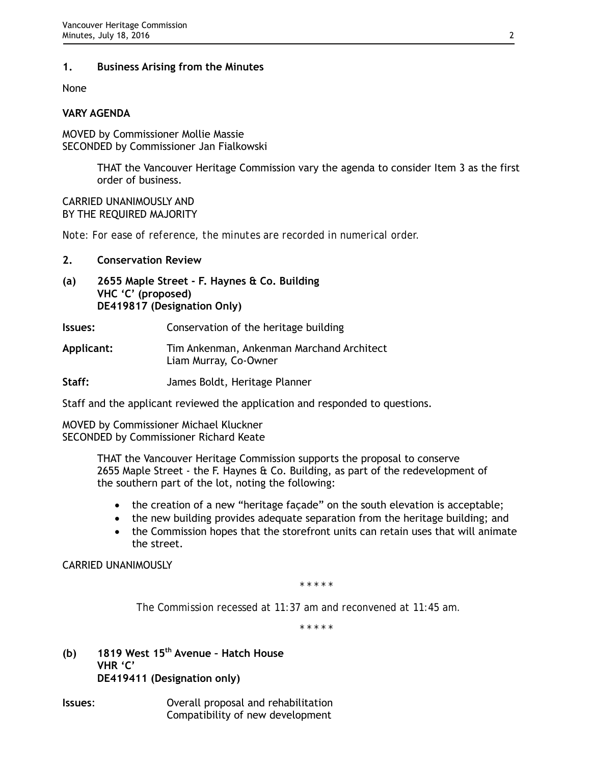## 1. Business Arising from the Minutes

None

**VARY AGENDA**

MOVED by Commissioner Mollie Massie
SECONDED by Commissioner Jan Fialkowski

> THAT the Vancouver Heritage Commission vary the agenda to consider Item 3 as the first order of business.

CARRIED UNANIMOUSLY AND
BY THE REQUIRED MAJORITY

*Note: For ease of reference, the minutes are recorded in numerical order.*

## 2. Conservation Review

### (a) 2655 Maple Street - F. Haynes & Co. Building VHC 'C' (proposed) DE419817 (Designation Only)

**Issues:** Conservation of the heritage building

**Applicant:** Tim Ankenman, Ankenman Marchand Architect
Liam Murray, Co-Owner

**Staff:** James Boldt, Heritage Planner

Staff and the applicant reviewed the application and responded to questions.

MOVED by Commissioner Michael Kluckner
SECONDED by Commissioner Richard Keate

> THAT the Vancouver Heritage Commission supports the proposal to conserve 2655 Maple Street - the F. Haynes & Co. Building, as part of the redevelopment of the southern part of the lot, noting the following:
>
> - the creation of a new "heritage façade" on the south elevation is acceptable;
> - the new building provides adequate separation from the heritage building; and
> - the Commission hopes that the storefront units can retain uses that will animate the street.

CARRIED UNANIMOUSLY

\* \* \* \* \*

*The Commission recessed at 11:37 am and reconvened at 11:45 am.*

\* \* \* \* \*

### (b) 1819 West 15th Avenue – Hatch House VHR 'C' DE419411 (Designation only)

**Issues:** Overall proposal and rehabilitation
Compatibility of new development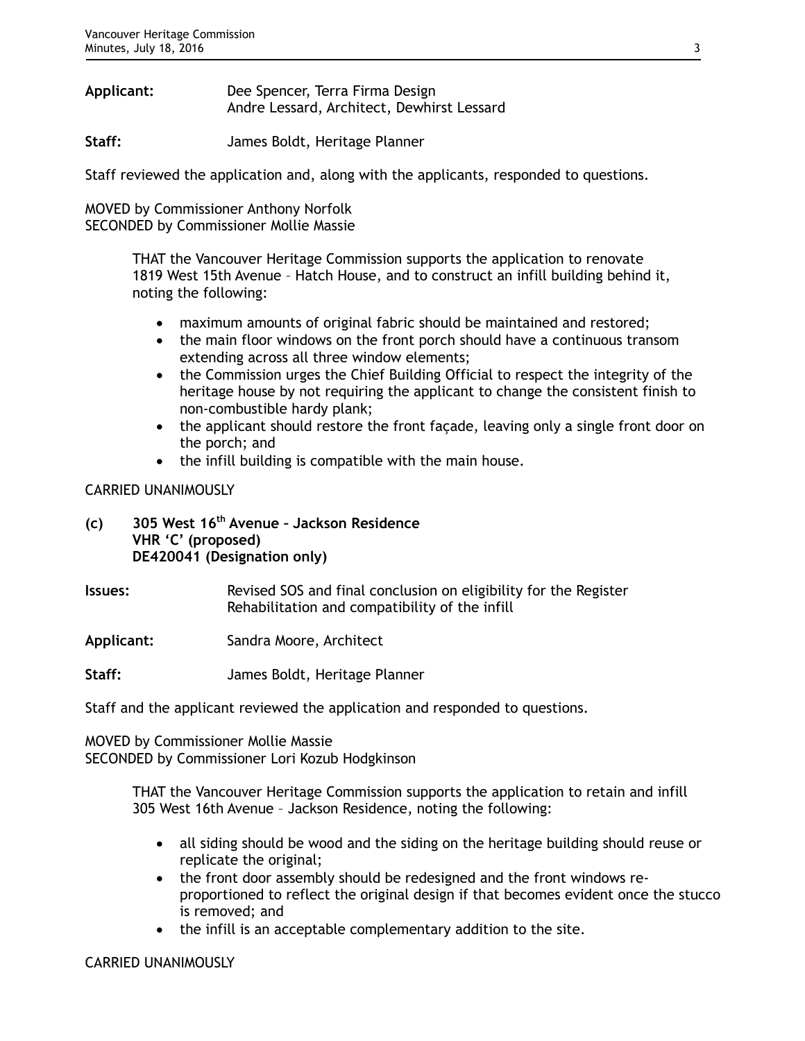**Applicant:** Dee Spencer, Terra Firma Design
Andre Lessard, Architect, Dewhirst Lessard

**Staff:** James Boldt, Heritage Planner

Staff reviewed the application and, along with the applicants, responded to questions.

MOVED by Commissioner Anthony Norfolk
SECONDED by Commissioner Mollie Massie

> THAT the Vancouver Heritage Commission supports the application to renovate 1819 West 15th Avenue – Hatch House, and to construct an infill building behind it, noting the following:
>
> - maximum amounts of original fabric should be maintained and restored;
> - the main floor windows on the front porch should have a continuous transom extending across all three window elements;
> - the Commission urges the Chief Building Official to respect the integrity of the heritage house by not requiring the applicant to change the consistent finish to non-combustible hardy plank;
> - the applicant should restore the front façade, leaving only a single front door on the porch; and
> - the infill building is compatible with the main house.

CARRIED UNANIMOUSLY

**(c) 305 West 16th Avenue – Jackson Residence**
**VHR 'C' (proposed)**
**DE420041 (Designation only)**

**Issues:** Revised SOS and final conclusion on eligibility for the Register
Rehabilitation and compatibility of the infill

**Applicant:** Sandra Moore, Architect

**Staff:** James Boldt, Heritage Planner

Staff and the applicant reviewed the application and responded to questions.

MOVED by Commissioner Mollie Massie
SECONDED by Commissioner Lori Kozub Hodgkinson

> THAT the Vancouver Heritage Commission supports the application to retain and infill 305 West 16th Avenue – Jackson Residence, noting the following:
>
> - all siding should be wood and the siding on the heritage building should reuse or replicate the original;
> - the front door assembly should be redesigned and the front windows re-proportioned to reflect the original design if that becomes evident once the stucco is removed; and
> - the infill is an acceptable complementary addition to the site.

CARRIED UNANIMOUSLY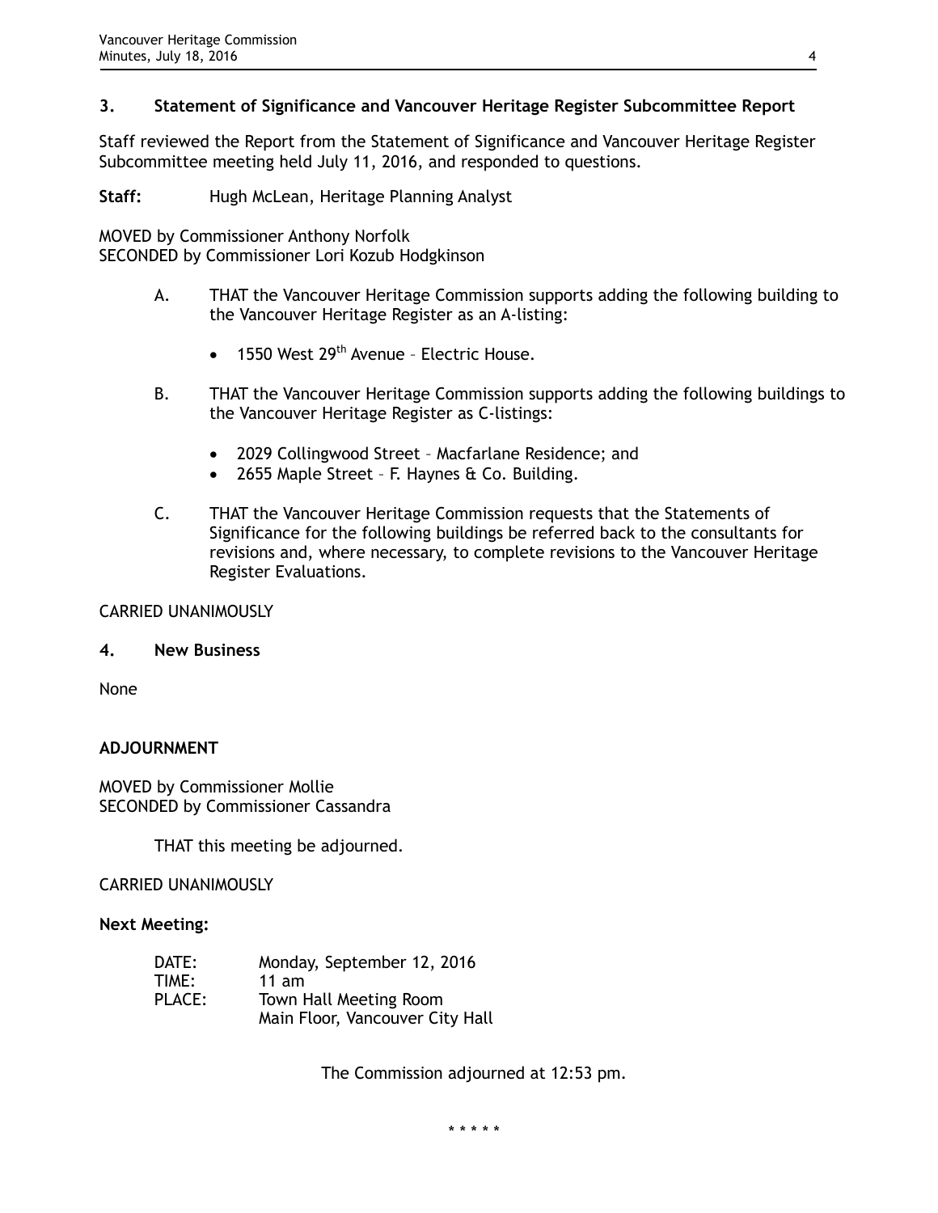### 3. Statement of Significance and Vancouver Heritage Register Subcommittee Report

Staff reviewed the Report from the Statement of Significance and Vancouver Heritage Register Subcommittee meeting held July 11, 2016, and responded to questions.

**Staff:** Hugh McLean, Heritage Planning Analyst

MOVED by Commissioner Anthony Norfolk
SECONDED by Commissioner Lori Kozub Hodgkinson

A. THAT the Vancouver Heritage Commission supports adding the following building to the Vancouver Heritage Register as an A-listing:

- 1550 West 29th Avenue – Electric House.

B. THAT the Vancouver Heritage Commission supports adding the following buildings to the Vancouver Heritage Register as C-listings:

- 2029 Collingwood Street – Macfarlane Residence; and
- 2655 Maple Street – F. Haynes & Co. Building.

C. THAT the Vancouver Heritage Commission requests that the Statements of Significance for the following buildings be referred back to the consultants for revisions and, where necessary, to complete revisions to the Vancouver Heritage Register Evaluations.

CARRIED UNANIMOUSLY

### 4. New Business

None

### ADJOURNMENT

MOVED by Commissioner Mollie
SECONDED by Commissioner Cassandra

THAT this meeting be adjourned.

CARRIED UNANIMOUSLY

**Next Meeting:**

DATE: Monday, September 12, 2016
TIME: 11 am
PLACE: Town Hall Meeting Room
Main Floor, Vancouver City Hall

The Commission adjourned at 12:53 pm.

\* \* \* \* \*